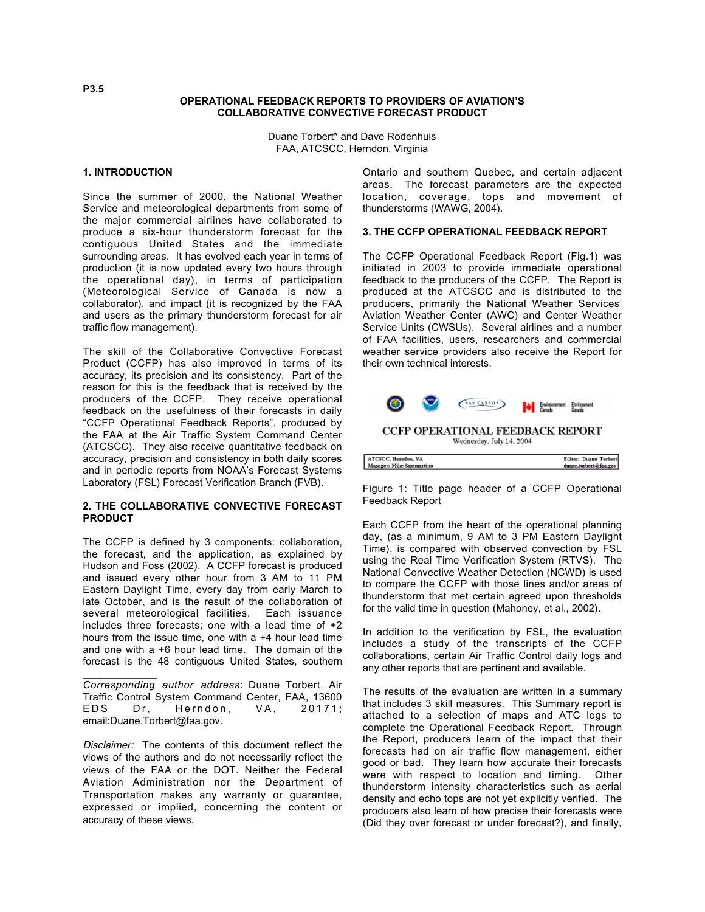P3.5

# OPERATIONAL FEEDBACK REPORTS TO PROVIDERS OF AVIATION'S COLLABORATIVE CONVECTIVE FORECAST PRODUCT

Duane Torbert* and Dave Rodenhuis
FAA, ATCSCC, Herndon, Virginia

## 1. INTRODUCTION

Since the summer of 2000, the National Weather Service and meteorological departments from some of the major commercial airlines have collaborated to produce a six-hour thunderstorm forecast for the contiguous United States and the immediate surrounding areas. It has evolved each year in terms of production (it is now updated every two hours through the operational day), in terms of participation (Meteorological Service of Canada is now a collaborator), and impact (it is recognized by the FAA and users as the primary thunderstorm forecast for air traffic flow management).

The skill of the Collaborative Convective Forecast Product (CCFP) has also improved in terms of its accuracy, its precision and its consistency. Part of the reason for this is the feedback that is received by the producers of the CCFP. They receive operational feedback on the usefulness of their forecasts in daily "CCFP Operational Feedback Reports", produced by the FAA at the Air Traffic System Command Center (ATCSCC). They also receive quantitative feedback on accuracy, precision and consistency in both daily scores and in periodic reports from NOAA's Forecast Systems Laboratory (FSL) Forecast Verification Branch (FVB).

## 2. THE COLLABORATIVE CONVECTIVE FORECAST PRODUCT

The CCFP is defined by 3 components: collaboration, the forecast, and the application, as explained by Hudson and Foss (2002). A CCFP forecast is produced and issued every other hour from 3 AM to 11 PM Eastern Daylight Time, every day from early March to late October, and is the result of the collaboration of several meteorological facilities. Each issuance includes three forecasts; one with a lead time of +2 hours from the issue time, one with a +4 hour lead time and one with a +6 hour lead time. The domain of the forecast is the 48 contiguous United States, southern Ontario and southern Quebec, and certain adjacent areas. The forecast parameters are the expected location, coverage, tops and movement of thunderstorms (WAWG, 2004).

*Corresponding author address*: Duane Torbert, Air Traffic Control System Command Center, FAA, 13600 EDS Dr, Herndon, VA, 20171; email:Duane.Torbert@faa.gov.

*Disclaimer:* The contents of this document reflect the views of the authors and do not necessarily reflect the views of the FAA or the DOT. Neither the Federal Aviation Administration nor the Department of Transportation makes any warranty or guarantee, expressed or implied, concerning the content or accuracy of these views.

## 3. THE CCFP OPERATIONAL FEEDBACK REPORT

The CCFP Operational Feedback Report (Fig.1) was initiated in 2003 to provide immediate operational feedback to the producers of the CCFP. The Report is produced at the ATCSCC and is distributed to the producers, primarily the National Weather Services' Aviation Weather Center (AWC) and Center Weather Service Units (CWSUs). Several airlines and a number of FAA facilities, users, researchers and commercial weather service providers also receive the Report for their own technical interests.

CCFP OPERATIONAL FEEDBACK REPORT
Wednesday, July 14, 2004

| ATCSCC, Herndon, VA | Editor: Duane Torbert |
|---|---|
| Manager: Mike Sammartino | duane.torbert@faa.gov |

Figure 1: Title page header of a CCFP Operational Feedback Report

Each CCFP from the heart of the operational planning day, (as a minimum, 9 AM to 3 PM Eastern Daylight Time), is compared with observed convection by FSL using the Real Time Verification System (RTVS). The National Convective Weather Detection (NCWD) is used to compare the CCFP with those lines and/or areas of thunderstorm that met certain agreed upon thresholds for the valid time in question (Mahoney, et al., 2002).

In addition to the verification by FSL, the evaluation includes a study of the transcripts of the CCFP collaborations, certain Air Traffic Control daily logs and any other reports that are pertinent and available.

The results of the evaluation are written in a summary that includes 3 skill measures. This Summary report is attached to a selection of maps and ATC logs to complete the Operational Feedback Report. Through the Report, producers learn of the impact that their forecasts had on air traffic flow management, either good or bad. They learn how accurate their forecasts were with respect to location and timing. Other thunderstorm intensity characteristics such as aerial density and echo tops are not yet explicitly verified. The producers also learn of how precise their forecasts were (Did they over forecast or under forecast?), and finally,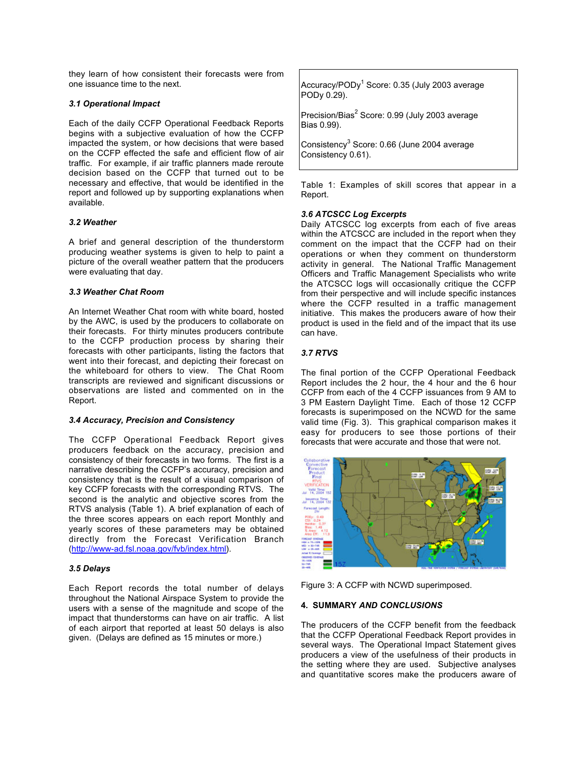they learn of how consistent their forecasts were from one issuance time to the next.

### 3.1 Operational Impact

Each of the daily CCFP Operational Feedback Reports begins with a subjective evaluation of how the CCFP impacted the system, or how decisions that were based on the CCFP effected the safe and efficient flow of air traffic. For example, if air traffic planners made reroute decision based on the CCFP that turned out to be necessary and effective, that would be identified in the report and followed up by supporting explanations when available.

### 3.2 Weather

A brief and general description of the thunderstorm producing weather systems is given to help to paint a picture of the overall weather pattern that the producers were evaluating that day.

### 3.3 Weather Chat Room

An Internet Weather Chat room with white board, hosted by the AWC, is used by the producers to collaborate on their forecasts. For thirty minutes producers contribute to the CCFP production process by sharing their forecasts with other participants, listing the factors that went into their forecast, and depicting their forecast on the whiteboard for others to view. The Chat Room transcripts are reviewed and significant discussions or observations are listed and commented on in the Report.

### 3.4 Accuracy, Precision and Consistency

The CCFP Operational Feedback Report gives producers feedback on the accuracy, precision and consistency of their forecasts in two forms. The first is a narrative describing the CCFP's accuracy, precision and consistency that is the result of a visual comparison of key CCFP forecasts with the corresponding RTVS. The second is the analytic and objective scores from the RTVS analysis (Table 1). A brief explanation of each of the three scores appears on each report Monthly and yearly scores of these parameters may be obtained directly from the Forecast Verification Branch (http://www-ad.fsl.noaa.gov/fvb/index.html).

### 3.5 Delays

Each Report records the total number of delays throughout the National Airspace System to provide the users with a sense of the magnitude and scope of the impact that thunderstorms can have on air traffic. A list of each airport that reported at least 50 delays is also given. (Delays are defined as 15 minutes or more.)

| |
|---|
| Accuracy/PODy[1] Score: 0.35 (July 2003 average PODy 0.29). |
| Precision/Bias[2] Score: 0.99 (July 2003 average Bias 0.99). |
| Consistency[3] Score: 0.66 (June 2004 average Consistency 0.61). |

Table 1: Examples of skill scores that appear in a Report.

### 3.6 ATCSCC Log Excerpts

Daily ATCSCC log excerpts from each of five areas within the ATCSCC are included in the report when they comment on the impact that the CCFP had on their operations or when they comment on thunderstorm activity in general. The National Traffic Management Officers and Traffic Management Specialists who write the ATCSCC logs will occasionally critique the CCFP from their perspective and will include specific instances where the CCFP resulted in a traffic management initiative. This makes the producers aware of how their product is used in the field and of the impact that its use can have.

### 3.7 RTVS

The final portion of the CCFP Operational Feedback Report includes the 2 hour, the 4 hour and the 6 hour CCFP from each of the 4 CCFP issuances from 9 AM to 3 PM Eastern Daylight Time. Each of those 12 CCFP forecasts is superimposed on the NCWD for the same valid time (Fig. 3). This graphical comparison makes it easy for producers to see those portions of their forecasts that were accurate and those that were not.

Figure 3: A CCFP with NCWD superimposed.

## 4. SUMMARY *AND CONCLUSIONS*

The producers of the CCFP benefit from the feedback that the CCFP Operational Feedback Report provides in several ways. The Operational Impact Statement gives producers a view of the usefulness of their products in the setting where they are used. Subjective analyses and quantitative scores make the producers aware of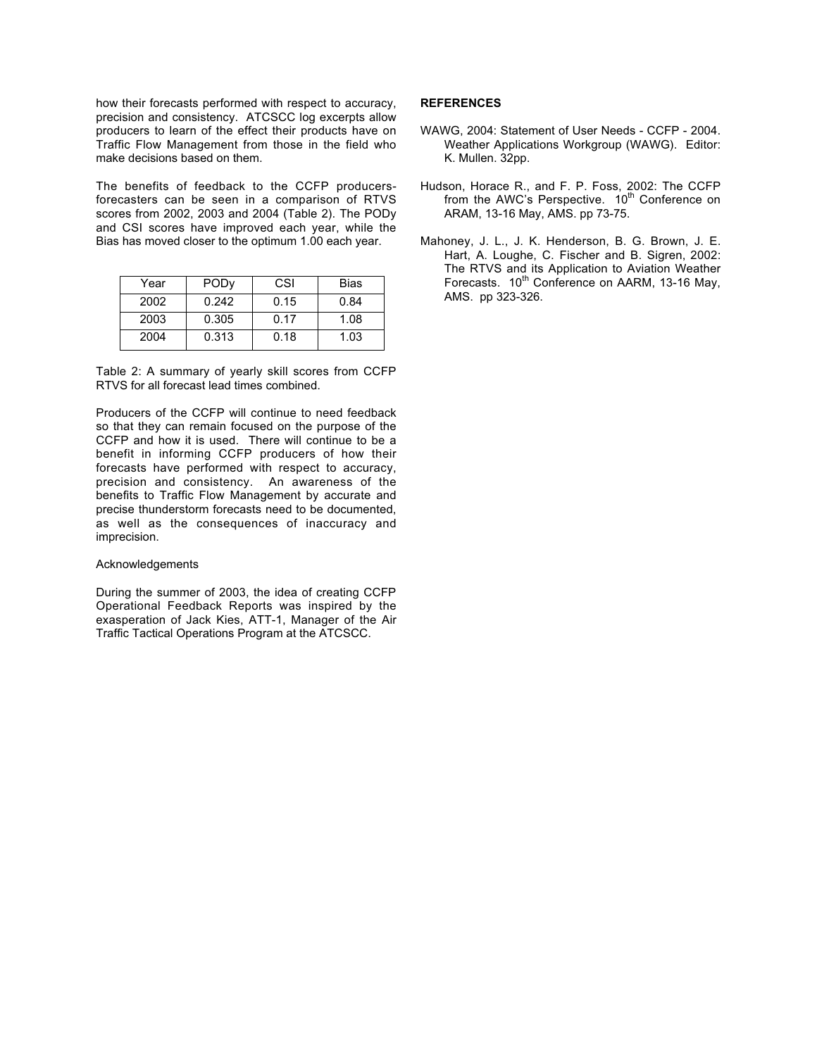how their forecasts performed with respect to accuracy, precision and consistency. ATCSCC log excerpts allow producers to learn of the effect their products have on Traffic Flow Management from those in the field who make decisions based on them.

The benefits of feedback to the CCFP producers-forecasters can be seen in a comparison of RTVS scores from 2002, 2003 and 2004 (Table 2). The PODy and CSI scores have improved each year, while the Bias has moved closer to the optimum 1.00 each year.

| Year | PODy | CSI | Bias |
|---|---|---|---|
| 2002 | 0.242 | 0.15 | 0.84 |
| 2003 | 0.305 | 0.17 | 1.08 |
| 2004 | 0.313 | 0.18 | 1.03 |

Table 2: A summary of yearly skill scores from CCFP RTVS for all forecast lead times combined.

Producers of the CCFP will continue to need feedback so that they can remain focused on the purpose of the CCFP and how it is used. There will continue to be a benefit in informing CCFP producers of how their forecasts have performed with respect to accuracy, precision and consistency. An awareness of the benefits to Traffic Flow Management by accurate and precise thunderstorm forecasts need to be documented, as well as the consequences of inaccuracy and imprecision.

Acknowledgements

During the summer of 2003, the idea of creating CCFP Operational Feedback Reports was inspired by the exasperation of Jack Kies, ATT-1, Manager of the Air Traffic Tactical Operations Program at the ATCSCC.

**REFERENCES**

WAWG, 2004: Statement of User Needs - CCFP - 2004. Weather Applications Workgroup (WAWG). Editor: K. Mullen. 32pp.

Hudson, Horace R., and F. P. Foss, 2002: The CCFP from the AWC's Perspective. 10th Conference on ARAM, 13-16 May, AMS. pp 73-75.

Mahoney, J. L., J. K. Henderson, B. G. Brown, J. E. Hart, A. Loughe, C. Fischer and B. Sigren, 2002: The RTVS and its Application to Aviation Weather Forecasts. 10th Conference on AARM, 13-16 May, AMS. pp 323-326.